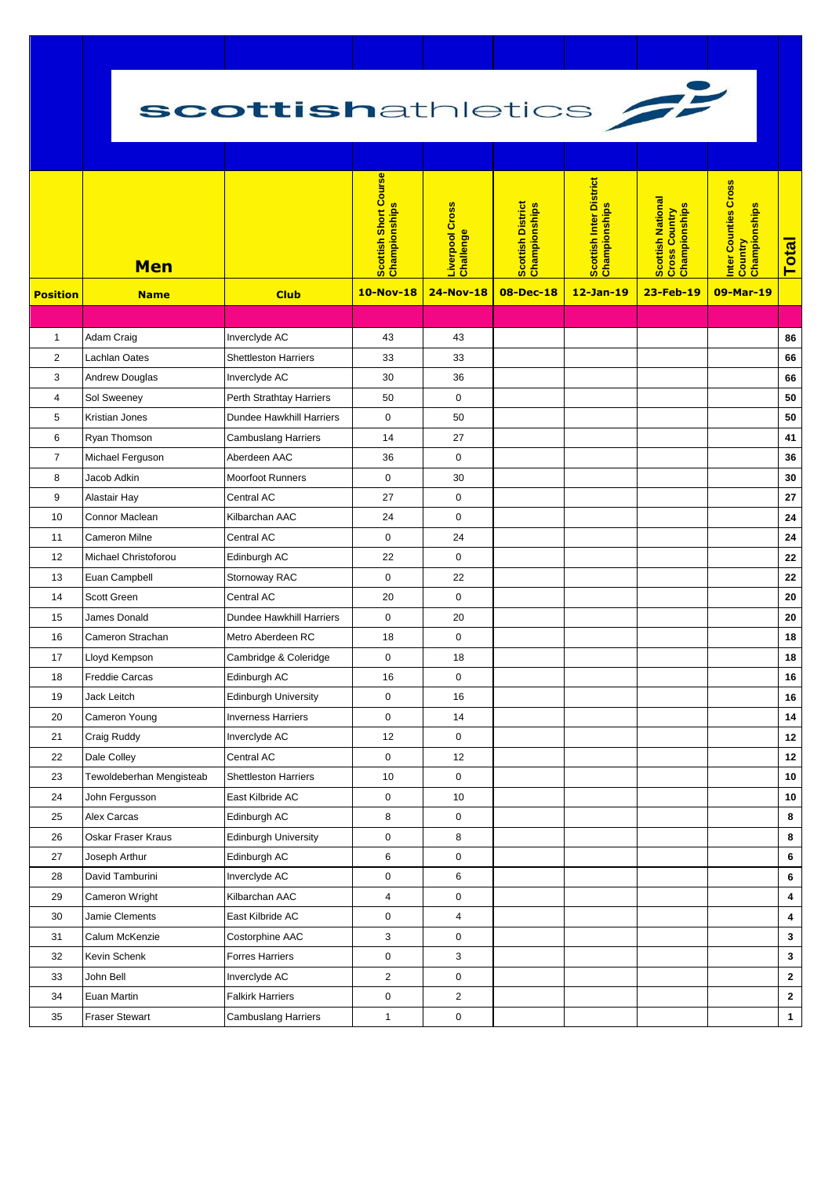# scottishathletics

## Men

| Position | Name | Club | Scottish Short Course Championships 10-Nov-18 | Liverpool Cross Challenge 24-Nov-18 | Scottish District Championships 08-Dec-18 | Scottish Inter District Championships 12-Jan-19 | Scottish National Cross Country Championships 23-Feb-19 | Inter Counties Cross Country Championships 09-Mar-19 | Total |
|---|---|---|---|---|---|---|---|---|---|
| 1 | Adam Craig | Inverclyde AC | 43 | 43 | | | | | **86** |
| 2 | Lachlan Oates | Shettleston Harriers | 33 | 33 | | | | | **66** |
| 3 | Andrew Douglas | Inverclyde AC | 30 | 36 | | | | | **66** |
| 4 | Sol Sweeney | Perth Strathtay Harriers | 50 | 0 | | | | | **50** |
| 5 | Kristian Jones | Dundee Hawkhill Harriers | 0 | 50 | | | | | **50** |
| 6 | Ryan Thomson | Cambuslang Harriers | 14 | 27 | | | | | **41** |
| 7 | Michael Ferguson | Aberdeen AAC | 36 | 0 | | | | | **36** |
| 8 | Jacob Adkin | Moorfoot Runners | 0 | 30 | | | | | **30** |
| 9 | Alastair Hay | Central AC | 27 | 0 | | | | | **27** |
| 10 | Connor Maclean | Kilbarchan AAC | 24 | 0 | | | | | **24** |
| 11 | Cameron Milne | Central AC | 0 | 24 | | | | | **24** |
| 12 | Michael Christoforou | Edinburgh AC | 22 | 0 | | | | | **22** |
| 13 | Euan Campbell | Stornoway RAC | 0 | 22 | | | | | **22** |
| 14 | Scott Green | Central AC | 20 | 0 | | | | | **20** |
| 15 | James Donald | Dundee Hawkhill Harriers | 0 | 20 | | | | | **20** |
| 16 | Cameron Strachan | Metro Aberdeen RC | 18 | 0 | | | | | **18** |
| 17 | Lloyd Kempson | Cambridge & Coleridge | 0 | 18 | | | | | **18** |
| 18 | Freddie Carcas | Edinburgh AC | 16 | 0 | | | | | **16** |
| 19 | Jack Leitch | Edinburgh University | 0 | 16 | | | | | **16** |
| 20 | Cameron Young | Inverness Harriers | 0 | 14 | | | | | **14** |
| 21 | Craig Ruddy | Inverclyde AC | 12 | 0 | | | | | **12** |
| 22 | Dale Colley | Central AC | 0 | 12 | | | | | **12** |
| 23 | Tewoldeberhan Mengisteab | Shettleston Harriers | 10 | 0 | | | | | **10** |
| 24 | John Fergusson | East Kilbride AC | 0 | 10 | | | | | **10** |
| 25 | Alex Carcas | Edinburgh AC | 8 | 0 | | | | | **8** |
| 26 | Oskar Fraser Kraus | Edinburgh University | 0 | 8 | | | | | **8** |
| 27 | Joseph Arthur | Edinburgh AC | 6 | 0 | | | | | **6** |
| 28 | David Tamburini | Inverclyde AC | 0 | 6 | | | | | **6** |
| 29 | Cameron Wright | Kilbarchan AAC | 4 | 0 | | | | | **4** |
| 30 | Jamie Clements | East Kilbride AC | 0 | 4 | | | | | **4** |
| 31 | Calum McKenzie | Costorphine AAC | 3 | 0 | | | | | **3** |
| 32 | Kevin Schenk | Forres Harriers | 0 | 3 | | | | | **3** |
| 33 | John Bell | Inverclyde AC | 2 | 0 | | | | | **2** |
| 34 | Euan Martin | Falkirk Harriers | 0 | 2 | | | | | **2** |
| 35 | Fraser Stewart | Cambuslang Harriers | 1 | 0 | | | | | **1** |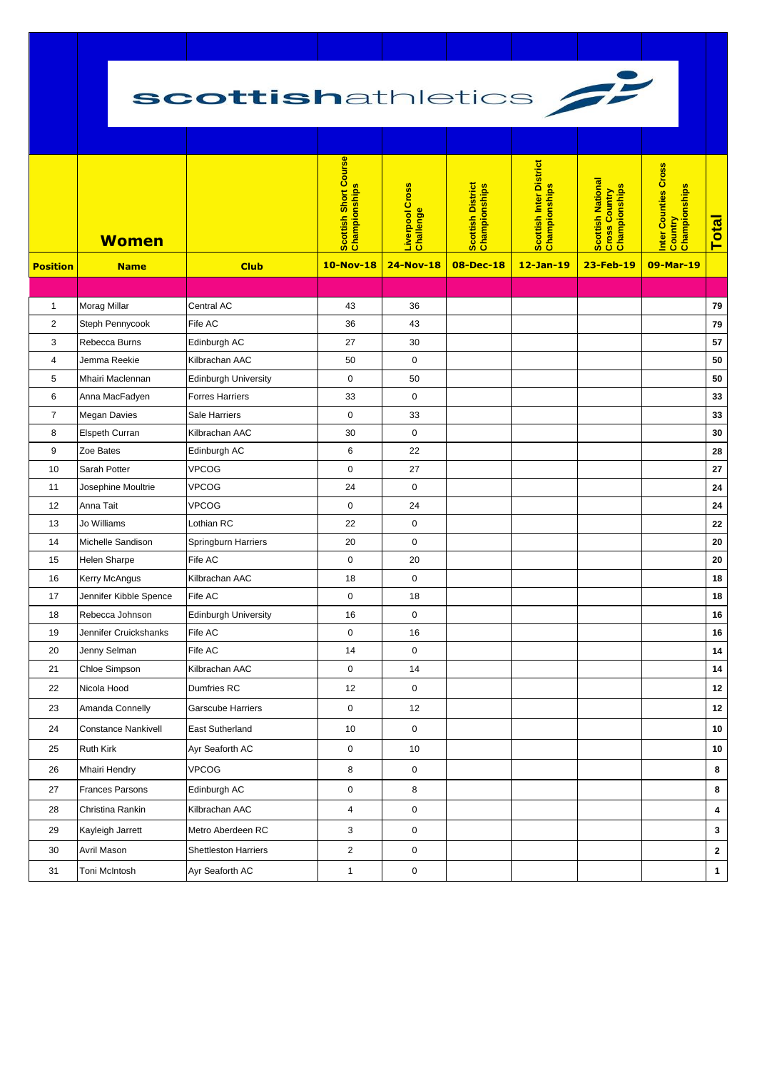scottishathletics

| Position | Women Name | Club | Scottish Short Course Championships 10-Nov-18 | Liverpool Cross Challenge 24-Nov-18 | Scottish District Championships 08-Dec-18 | Scottish Inter District Championships 12-Jan-19 | Scottish National Cross Country Championships 23-Feb-19 | Inter Counties Cross Country Championships 09-Mar-19 | Total |
|---|---|---|---|---|---|---|---|---|---|
| 1 | Morag Millar | Central AC | 43 | 36 | | | | | 79 |
| 2 | Steph Pennycook | Fife AC | 36 | 43 | | | | | 79 |
| 3 | Rebecca Burns | Edinburgh AC | 27 | 30 | | | | | 57 |
| 4 | Jemma Reekie | Kilbrachan AAC | 50 | 0 | | | | | 50 |
| 5 | Mhairi Maclennan | Edinburgh University | 0 | 50 | | | | | 50 |
| 6 | Anna MacFadyen | Forres Harriers | 33 | 0 | | | | | 33 |
| 7 | Megan Davies | Sale Harriers | 0 | 33 | | | | | 33 |
| 8 | Elspeth Curran | Kilbrachan AAC | 30 | 0 | | | | | 30 |
| 9 | Zoe Bates | Edinburgh AC | 6 | 22 | | | | | 28 |
| 10 | Sarah Potter | VPCOG | 0 | 27 | | | | | 27 |
| 11 | Josephine Moultrie | VPCOG | 24 | 0 | | | | | 24 |
| 12 | Anna Tait | VPCOG | 0 | 24 | | | | | 24 |
| 13 | Jo Williams | Lothian RC | 22 | 0 | | | | | 22 |
| 14 | Michelle Sandison | Springburn Harriers | 20 | 0 | | | | | 20 |
| 15 | Helen Sharpe | Fife AC | 0 | 20 | | | | | 20 |
| 16 | Kerry McAngus | Kilbrachan AAC | 18 | 0 | | | | | 18 |
| 17 | Jennifer Kibble Spence | Fife AC | 0 | 18 | | | | | 18 |
| 18 | Rebecca Johnson | Edinburgh University | 16 | 0 | | | | | 16 |
| 19 | Jennifer Cruickshanks | Fife AC | 0 | 16 | | | | | 16 |
| 20 | Jenny Selman | Fife AC | 14 | 0 | | | | | 14 |
| 21 | Chloe Simpson | Kilbrachan AAC | 0 | 14 | | | | | 14 |
| 22 | Nicola Hood | Dumfries RC | 12 | 0 | | | | | 12 |
| 23 | Amanda Connelly | Garscube Harriers | 0 | 12 | | | | | 12 |
| 24 | Constance Nankivell | East Sutherland | 10 | 0 | | | | | 10 |
| 25 | Ruth Kirk | Ayr Seaforth AC | 0 | 10 | | | | | 10 |
| 26 | Mhairi Hendry | VPCOG | 8 | 0 | | | | | 8 |
| 27 | Frances Parsons | Edinburgh AC | 0 | 8 | | | | | 8 |
| 28 | Christina Rankin | Kilbrachan AAC | 4 | 0 | | | | | 4 |
| 29 | Kayleigh Jarrett | Metro Aberdeen RC | 3 | 0 | | | | | 3 |
| 30 | Avril Mason | Shettleston Harriers | 2 | 0 | | | | | 2 |
| 31 | Toni McIntosh | Ayr Seaforth AC | 1 | 0 | | | | | 1 |